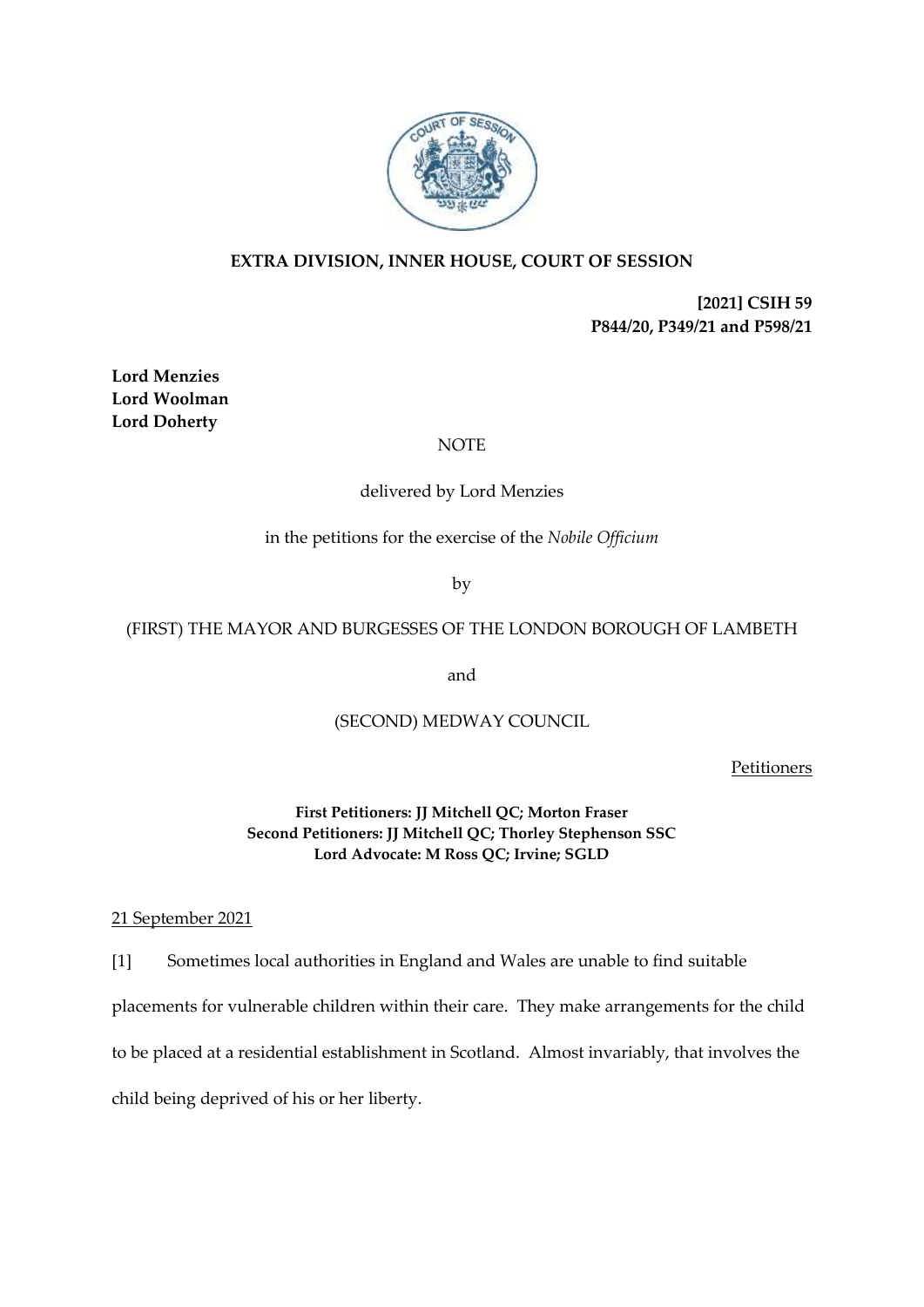**EXTRA DIVISION, INNER HOUSE, COURT OF SESSION**

**[2021] CSIH 59**
**P844/20, P349/21 and P598/21**

**Lord Menzies**
**Lord Woolman**
**Lord Doherty**

NOTE

delivered by Lord Menzies

in the petitions for the exercise of the *Nobile Officium*

by

(FIRST) THE MAYOR AND BURGESSES OF THE LONDON BOROUGH OF LAMBETH

and

(SECOND) MEDWAY COUNCIL

Petitioners

**First Petitioners: JJ Mitchell QC; Morton Fraser**
**Second Petitioners: JJ Mitchell QC; Thorley Stephenson SSC**
**Lord Advocate: M Ross QC; Irvine; SGLD**

21 September 2021

[1] Sometimes local authorities in England and Wales are unable to find suitable placements for vulnerable children within their care. They make arrangements for the child to be placed at a residential establishment in Scotland. Almost invariably, that involves the child being deprived of his or her liberty.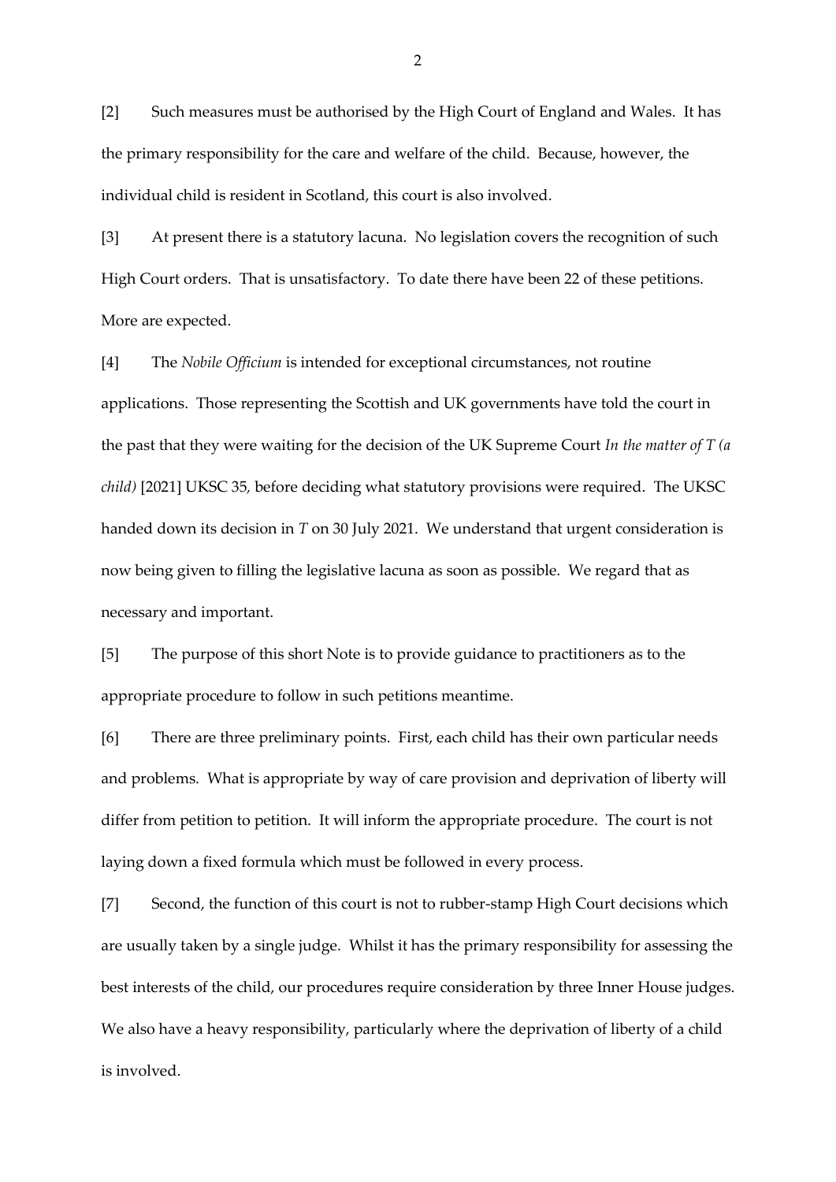[2] Such measures must be authorised by the High Court of England and Wales. It has the primary responsibility for the care and welfare of the child. Because, however, the individual child is resident in Scotland, this court is also involved.

[3] At present there is a statutory lacuna. No legislation covers the recognition of such High Court orders. That is unsatisfactory. To date there have been 22 of these petitions. More are expected.

[4] The *Nobile Officium* is intended for exceptional circumstances, not routine applications. Those representing the Scottish and UK governments have told the court in the past that they were waiting for the decision of the UK Supreme Court *In the matter of T (a child)* [2021] UKSC 35, before deciding what statutory provisions were required. The UKSC handed down its decision in *T* on 30 July 2021. We understand that urgent consideration is now being given to filling the legislative lacuna as soon as possible. We regard that as necessary and important.

[5] The purpose of this short Note is to provide guidance to practitioners as to the appropriate procedure to follow in such petitions meantime.

[6] There are three preliminary points. First, each child has their own particular needs and problems. What is appropriate by way of care provision and deprivation of liberty will differ from petition to petition. It will inform the appropriate procedure. The court is not laying down a fixed formula which must be followed in every process.

[7] Second, the function of this court is not to rubber-stamp High Court decisions which are usually taken by a single judge. Whilst it has the primary responsibility for assessing the best interests of the child, our procedures require consideration by three Inner House judges. We also have a heavy responsibility, particularly where the deprivation of liberty of a child is involved.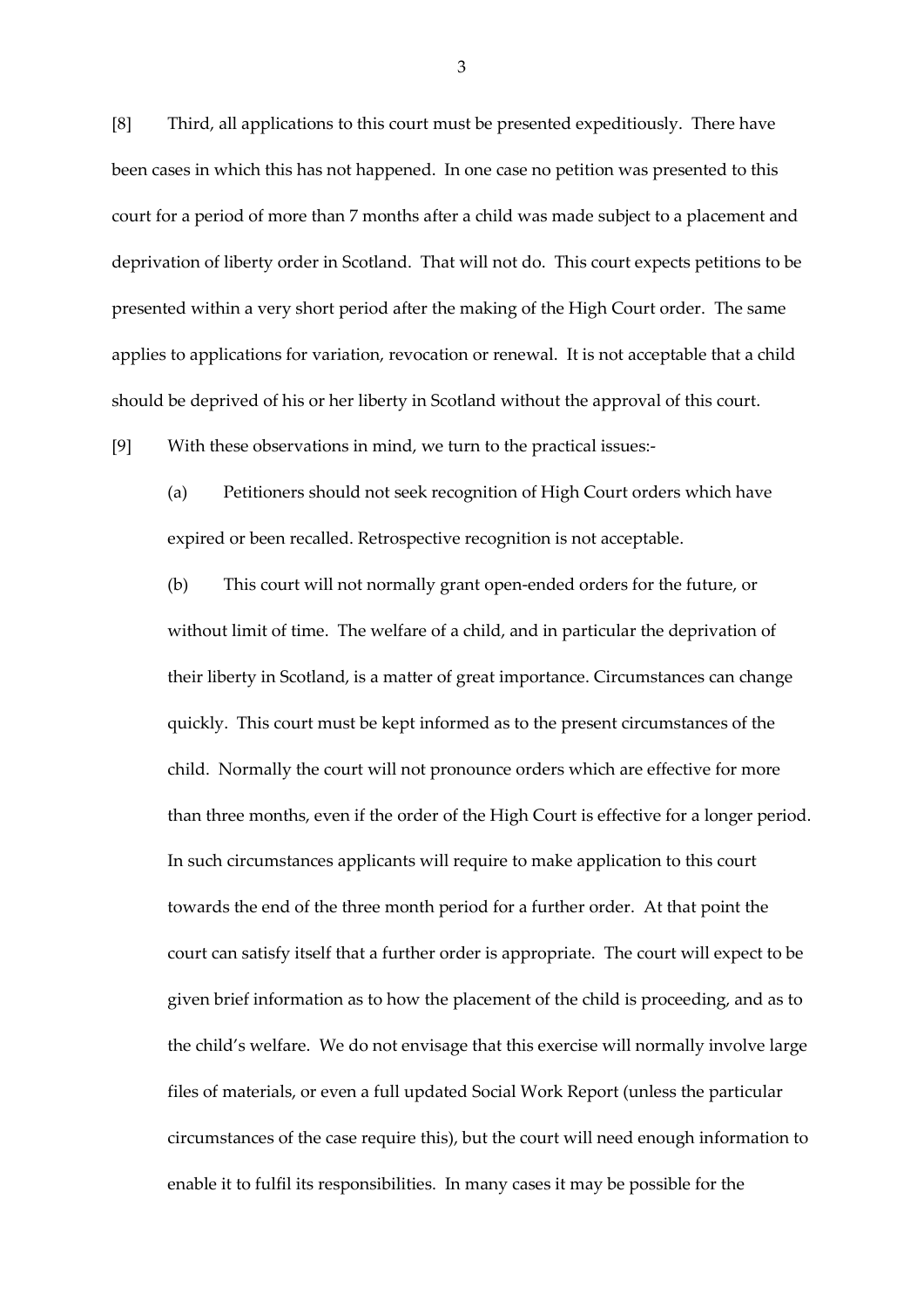[8] Third, all applications to this court must be presented expeditiously. There have been cases in which this has not happened. In one case no petition was presented to this court for a period of more than 7 months after a child was made subject to a placement and deprivation of liberty order in Scotland. That will not do. This court expects petitions to be presented within a very short period after the making of the High Court order. The same applies to applications for variation, revocation or renewal. It is not acceptable that a child should be deprived of his or her liberty in Scotland without the approval of this court.

[9] With these observations in mind, we turn to the practical issues:-

(a) Petitioners should not seek recognition of High Court orders which have expired or been recalled. Retrospective recognition is not acceptable.

(b) This court will not normally grant open-ended orders for the future, or without limit of time. The welfare of a child, and in particular the deprivation of their liberty in Scotland, is a matter of great importance. Circumstances can change quickly. This court must be kept informed as to the present circumstances of the child. Normally the court will not pronounce orders which are effective for more than three months, even if the order of the High Court is effective for a longer period. In such circumstances applicants will require to make application to this court towards the end of the three month period for a further order. At that point the court can satisfy itself that a further order is appropriate. The court will expect to be given brief information as to how the placement of the child is proceeding, and as to the child's welfare. We do not envisage that this exercise will normally involve large files of materials, or even a full updated Social Work Report (unless the particular circumstances of the case require this), but the court will need enough information to enable it to fulfil its responsibilities. In many cases it may be possible for the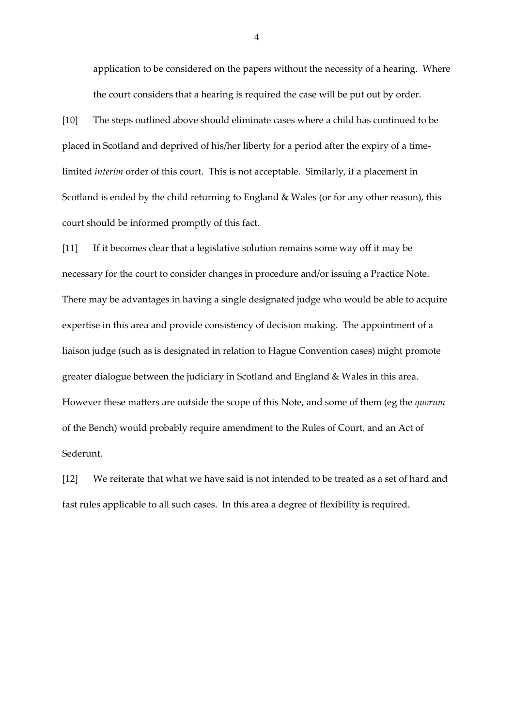application to be considered on the papers without the necessity of a hearing. Where the court considers that a hearing is required the case will be put out by order.

[10] The steps outlined above should eliminate cases where a child has continued to be placed in Scotland and deprived of his/her liberty for a period after the expiry of a time-limited *interim* order of this court. This is not acceptable. Similarly, if a placement in Scotland is ended by the child returning to England & Wales (or for any other reason), this court should be informed promptly of this fact.

[11] If it becomes clear that a legislative solution remains some way off it may be necessary for the court to consider changes in procedure and/or issuing a Practice Note. There may be advantages in having a single designated judge who would be able to acquire expertise in this area and provide consistency of decision making. The appointment of a liaison judge (such as is designated in relation to Hague Convention cases) might promote greater dialogue between the judiciary in Scotland and England & Wales in this area. However these matters are outside the scope of this Note, and some of them (eg the *quorum* of the Bench) would probably require amendment to the Rules of Court, and an Act of Sederunt.

[12] We reiterate that what we have said is not intended to be treated as a set of hard and fast rules applicable to all such cases. In this area a degree of flexibility is required.